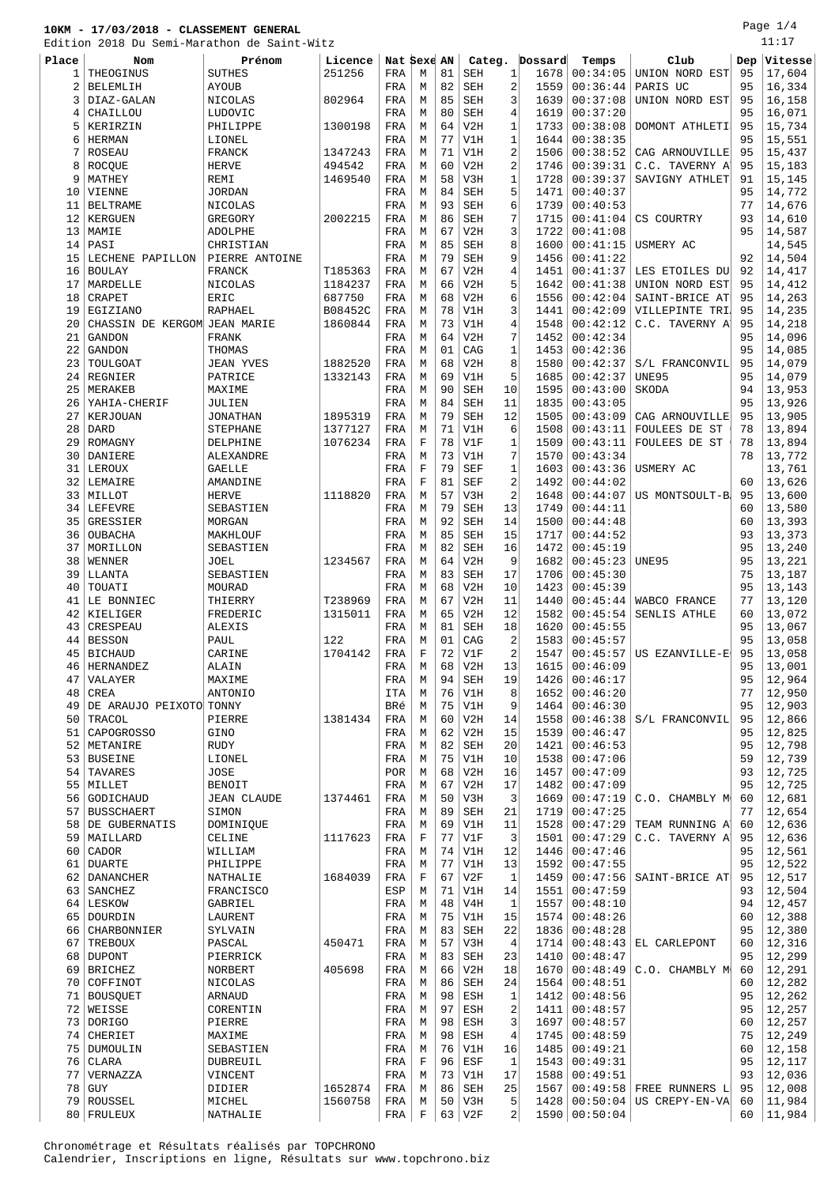# 10KM - 17/03/2018 - CLASSEMENT GENERAL

Edition 2018 Du Semi-Marathon de Saint-Witz

11:17

| Place | Nom | Prénom | Licence | Nat | Sexe | AN | Categ. | | Dossard | Temps | Club | Dep | Vitesse |
|---|---|---|---|---|---|---|---|---|---|---|---|---|---|
| 1 | THEOGINUS | SUTHES | 251256 | FRA | M | 81 | SEH | 1 | 1678 | 00:34:05 | UNION NORD EST | 95 | 17,604 |
| 2 | BELEMLIH | AYOUB | | FRA | M | 82 | SEH | 2 | 1559 | 00:36:44 | PARIS UC | 95 | 16,334 |
| 3 | DIAZ-GALAN | NICOLAS | 802964 | FRA | M | 85 | SEH | 3 | 1639 | 00:37:08 | UNION NORD EST | 95 | 16,158 |
| 4 | CHAILLOU | LUDOVIC | | FRA | M | 80 | SEH | 4 | 1619 | 00:37:20 | | 95 | 16,071 |
| 5 | KERIRZIN | PHILIPPE | 1300198 | FRA | M | 64 | V2H | 1 | 1733 | 00:38:08 | DOMONT ATHLETI | 95 | 15,734 |
| 6 | HERMAN | LIONEL | | FRA | M | 77 | V1H | 1 | 1644 | 00:38:35 | | 95 | 15,551 |
| 7 | ROSEAU | FRANCK | 1347243 | FRA | M | 71 | V1H | 2 | 1506 | 00:38:52 | CAG ARNOUVILLE | 95 | 15,437 |
| 8 | ROCQUE | HERVE | 494542 | FRA | M | 60 | V2H | 2 | 1746 | 00:39:31 | C.C. TAVERNY A | 95 | 15,183 |
| 9 | MATHEY | REMI | 1469540 | FRA | M | 58 | V3H | 1 | 1728 | 00:39:37 | SAVIGNY ATHLET | 91 | 15,145 |
| 10 | VIENNE | JORDAN | | FRA | M | 84 | SEH | 5 | 1471 | 00:40:37 | | 95 | 14,772 |
| 11 | BELTRAME | NICOLAS | | FRA | M | 93 | SEH | 6 | 1739 | 00:40:53 | | 77 | 14,676 |
| 12 | KERGUEN | GREGORY | 2002215 | FRA | M | 86 | SEH | 7 | 1715 | 00:41:04 | CS COURTRY | 93 | 14,610 |
| 13 | MAMIE | ADOLPHE | | FRA | M | 67 | V2H | 3 | 1722 | 00:41:08 | | 95 | 14,587 |
| 14 | PASI | CHRISTIAN | | FRA | M | 85 | SEH | 8 | 1600 | 00:41:15 | USMERY AC | | 14,545 |
| 15 | LECHENE PAPILLON | PIERRE ANTOINE | | FRA | M | 79 | SEH | 9 | 1456 | 00:41:22 | | 92 | 14,504 |
| 16 | BOULAY | FRANCK | T185363 | FRA | M | 67 | V2H | 4 | 1451 | 00:41:37 | LES ETOILES DU | 92 | 14,417 |
| 17 | MARDELLE | NICOLAS | 1184237 | FRA | M | 66 | V2H | 5 | 1642 | 00:41:38 | UNION NORD EST | 95 | 14,412 |
| 18 | CRAPET | ERIC | 687750 | FRA | M | 68 | V2H | 6 | 1556 | 00:42:04 | SAINT-BRICE AT | 95 | 14,263 |
| 19 | EGIZIANO | RAPHAEL | B08452C | FRA | M | 78 | V1H | 3 | 1441 | 00:42:09 | VILLEPINTE TRI | 95 | 14,235 |
| 20 | CHASSIN DE KERGOM | JEAN MARIE | 1860844 | FRA | M | 73 | V1H | 4 | 1548 | 00:42:12 | C.C. TAVERNY A | 95 | 14,218 |
| 21 | GANDON | FRANK | | FRA | M | 64 | V2H | 7 | 1452 | 00:42:34 | | 95 | 14,096 |
| 22 | GANDON | THOMAS | | FRA | M | 01 | CAG | 1 | 1453 | 00:42:36 | | 95 | 14,085 |
| 23 | TOULGOAT | JEAN YVES | 1882520 | FRA | M | 68 | V2H | 8 | 1580 | 00:42:37 | S/L FRANCONVIL | 95 | 14,079 |
| 24 | REGNIER | PATRICE | 1332143 | FRA | M | 69 | V1H | 5 | 1685 | 00:42:37 | UNE95 | 95 | 14,079 |
| 25 | MERAKEB | MAXIME | | FRA | M | 90 | SEH | 10 | 1595 | 00:43:00 | SKODA | 94 | 13,953 |
| 26 | YAHIA-CHERIF | JULIEN | | FRA | M | 84 | SEH | 11 | 1835 | 00:43:05 | | 95 | 13,926 |
| 27 | KERJOUAN | JONATHAN | 1895319 | FRA | M | 79 | SEH | 12 | 1505 | 00:43:09 | CAG ARNOUVILLE | 95 | 13,905 |
| 28 | DARD | STEPHANE | 1377127 | FRA | M | 71 | V1H | 6 | 1508 | 00:43:11 | FOULEES DE ST | 78 | 13,894 |
| 29 | ROMAGNY | DELPHINE | 1076234 | FRA | F | 78 | V1F | 1 | 1509 | 00:43:11 | FOULEES DE ST | 78 | 13,894 |
| 30 | DANIERE | ALEXANDRE | | FRA | M | 73 | V1H | 7 | 1570 | 00:43:34 | | 78 | 13,772 |
| 31 | LEROUX | GAELLE | | FRA | F | 79 | SEF | 1 | 1603 | 00:43:36 | USMERY AC | | 13,761 |
| 32 | LEMAIRE | AMANDINE | | FRA | F | 81 | SEF | 2 | 1492 | 00:44:02 | | 60 | 13,626 |
| 33 | MILLOT | HERVE | 1118820 | FRA | M | 57 | V3H | 2 | 1648 | 00:44:07 | US MONTSOULT-B | 95 | 13,600 |
| 34 | LEFEVRE | SEBASTIEN | | FRA | M | 79 | SEH | 13 | 1749 | 00:44:11 | | 60 | 13,580 |
| 35 | GRESSIER | MORGAN | | FRA | M | 92 | SEH | 14 | 1500 | 00:44:48 | | 60 | 13,393 |
| 36 | OUBACHA | MAKHLOUF | | FRA | M | 85 | SEH | 15 | 1717 | 00:44:52 | | 93 | 13,373 |
| 37 | MORILLON | SEBASTIEN | | FRA | M | 82 | SEH | 16 | 1472 | 00:45:19 | | 95 | 13,240 |
| 38 | WENNER | JOEL | 1234567 | FRA | M | 64 | V2H | 9 | 1682 | 00:45:23 | UNE95 | 95 | 13,221 |
| 39 | LLANTA | SEBASTIEN | | FRA | M | 83 | SEH | 17 | 1706 | 00:45:30 | | 75 | 13,187 |
| 40 | TOUATI | MOURAD | | FRA | M | 68 | V2H | 10 | 1423 | 00:45:39 | | 95 | 13,143 |
| 41 | LE BONNIEC | THIERRY | T238969 | FRA | M | 67 | V2H | 11 | 1440 | 00:45:44 | WABCO FRANCE | 77 | 13,120 |
| 42 | KIELIGER | FREDERIC | 1315011 | FRA | M | 65 | V2H | 12 | 1582 | 00:45:54 | SENLIS ATHLE | 60 | 13,072 |
| 43 | CRESPEAU | ALEXIS | | FRA | M | 81 | SEH | 18 | 1620 | 00:45:55 | | 95 | 13,067 |
| 44 | BESSON | PAUL | 122 | FRA | M | 01 | CAG | 2 | 1583 | 00:45:57 | | 95 | 13,058 |
| 45 | BICHAUD | CARINE | 1704142 | FRA | F | 72 | V1F | 2 | 1547 | 00:45:57 | US EZANVILLE-E | 95 | 13,058 |
| 46 | HERNANDEZ | ALAIN | | FRA | M | 68 | V2H | 13 | 1615 | 00:46:09 | | 95 | 13,001 |
| 47 | VALAYER | MAXIME | | FRA | M | 94 | SEH | 19 | 1426 | 00:46:17 | | 95 | 12,964 |
| 48 | CREA | ANTONIO | | ITA | M | 76 | V1H | 8 | 1652 | 00:46:20 | | 77 | 12,950 |
| 49 | DE ARAUJO PEIXOTO | TONNY | | BRé | M | 75 | V1H | 9 | 1464 | 00:46:30 | | 95 | 12,903 |
| 50 | TRACOL | PIERRE | 1381434 | FRA | M | 60 | V2H | 14 | 1558 | 00:46:38 | S/L FRANCONVIL | 95 | 12,866 |
| 51 | CAPOGROSSO | GINO | | FRA | M | 62 | V2H | 15 | 1539 | 00:46:47 | | 95 | 12,825 |
| 52 | METANIRE | RUDY | | FRA | M | 82 | SEH | 20 | 1421 | 00:46:53 | | 95 | 12,798 |
| 53 | BUSEINE | LIONEL | | FRA | M | 75 | V1H | 10 | 1538 | 00:47:06 | | 59 | 12,739 |
| 54 | TAVARES | JOSE | | POR | M | 68 | V2H | 16 | 1457 | 00:47:09 | | 93 | 12,725 |
| 55 | MILLET | BENOIT | | FRA | M | 67 | V2H | 17 | 1482 | 00:47:09 | | 95 | 12,725 |
| 56 | GODICHAUD | JEAN CLAUDE | 1374461 | FRA | M | 50 | V3H | 3 | 1669 | 00:47:19 | C.O. CHAMBLY M | 60 | 12,681 |
| 57 | BUSSCHAERT | SIMON | | FRA | M | 89 | SEH | 21 | 1719 | 00:47:25 | | 77 | 12,654 |
| 58 | DE GUBERNATIS | DOMINIQUE | | FRA | M | 69 | V1H | 11 | 1528 | 00:47:29 | TEAM RUNNING A | 60 | 12,636 |
| 59 | MAILLARD | CELINE | 1117623 | FRA | F | 77 | V1F | 3 | 1501 | 00:47:29 | C.C. TAVERNY A | 95 | 12,636 |
| 60 | CADOR | WILLIAM | | FRA | M | 74 | V1H | 12 | 1446 | 00:47:46 | | 95 | 12,561 |
| 61 | DUARTE | PHILIPPE | | FRA | M | 77 | V1H | 13 | 1592 | 00:47:55 | | 95 | 12,522 |
| 62 | DANANCHER | NATHALIE | 1684039 | FRA | F | 67 | V2F | 1 | 1459 | 00:47:56 | SAINT-BRICE AT | 95 | 12,517 |
| 63 | SANCHEZ | FRANCISCO | | ESP | M | 71 | V1H | 14 | 1551 | 00:47:59 | | 93 | 12,504 |
| 64 | LESKOW | GABRIEL | | FRA | M | 48 | V4H | 1 | 1557 | 00:48:10 | | 94 | 12,457 |
| 65 | DOURDIN | LAURENT | | FRA | M | 75 | V1H | 15 | 1574 | 00:48:26 | | 60 | 12,388 |
| 66 | CHARBONNIER | SYLVAIN | | FRA | M | 83 | SEH | 22 | 1836 | 00:48:28 | | 95 | 12,380 |
| 67 | TREBOUX | PASCAL | 450471 | FRA | M | 57 | V3H | 4 | 1714 | 00:48:43 | EL CARLEPONT | 60 | 12,316 |
| 68 | DUPONT | PIERRICK | | FRA | M | 83 | SEH | 23 | 1410 | 00:48:47 | | 95 | 12,299 |
| 69 | BRICHEZ | NORBERT | 405698 | FRA | M | 66 | V2H | 18 | 1670 | 00:48:49 | C.O. CHAMBLY M | 60 | 12,291 |
| 70 | COFFINOT | NICOLAS | | FRA | M | 86 | SEH | 24 | 1564 | 00:48:51 | | 60 | 12,282 |
| 71 | BOUSQUET | ARNAUD | | FRA | M | 98 | ESH | 1 | 1412 | 00:48:56 | | 95 | 12,262 |
| 72 | WEISSE | CORENTIN | | FRA | M | 97 | ESH | 2 | 1411 | 00:48:57 | | 95 | 12,257 |
| 73 | DORIGO | PIERRE | | FRA | M | 98 | ESH | 3 | 1697 | 00:48:57 | | 60 | 12,257 |
| 74 | CHERIET | MAXIME | | FRA | M | 98 | ESH | 4 | 1745 | 00:48:59 | | 75 | 12,249 |
| 75 | DUMOULIN | SEBASTIEN | | FRA | M | 76 | V1H | 16 | 1485 | 00:49:21 | | 60 | 12,158 |
| 76 | CLARA | DUBREUIL | | FRA | F | 96 | ESF | 1 | 1543 | 00:49:31 | | 95 | 12,117 |
| 77 | VERNAZZA | VINCENT | | FRA | M | 73 | V1H | 17 | 1588 | 00:49:51 | | 93 | 12,036 |
| 78 | GUY | DIDIER | 1652874 | FRA | M | 86 | SEH | 25 | 1567 | 00:49:58 | FREE RUNNERS L | 95 | 12,008 |
| 79 | ROUSSEL | MICHEL | 1560758 | FRA | M | 50 | V3H | 5 | 1428 | 00:50:04 | US CREPY-EN-VA | 60 | 11,984 |
| 80 | FRULEUX | NATHALIE | | FRA | F | 63 | V2F | 2 | 1590 | 00:50:04 | | 60 | 11,984 |

Chronométrage et Résultats réalisés par TOPCHRONO
Calendrier, Inscriptions en ligne, Résultats sur www.topchrono.biz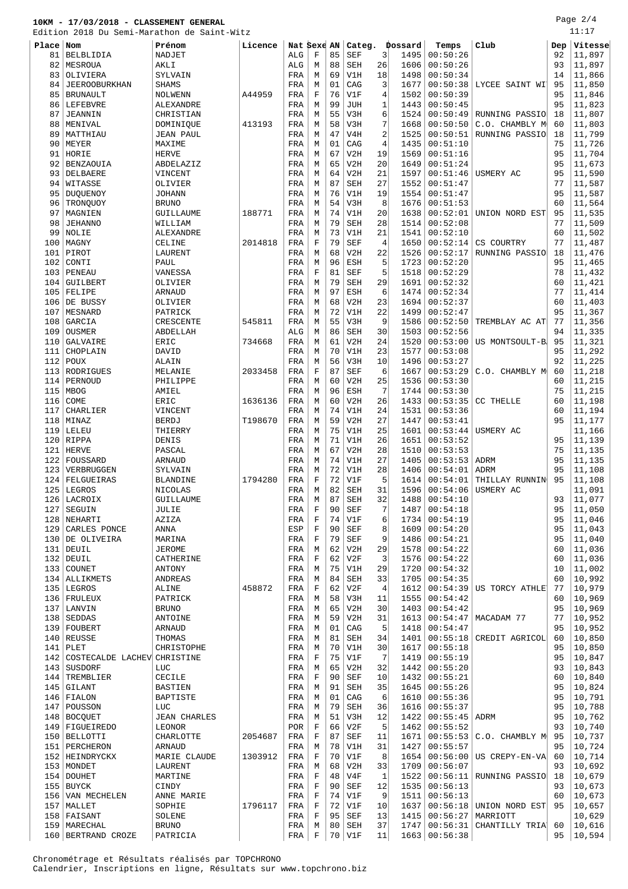**10KM - 17/03/2018 - CLASSEMENT GENERAL**
Edition 2018 Du Semi-Marathon de Saint-Witz

11:17

| Place | Nom | Prénom | Licence | Nat | Sexe | AN | Categ. | | Dossard | Temps | Club | Dep | Vitesse |
|---|---|---|---|---|---|---|---|---|---|---|---|---|---|
| 81 | BELBLIDIA | NADJET | | ALG | F | 85 | SEF | 3 | 1495 | 00:50:26 | | 92 | 11,897 |
| 82 | MESROUA | AKLI | | ALG | M | 88 | SEH | 26 | 1606 | 00:50:26 | | 93 | 11,897 |
| 83 | OLIVIERA | SYLVAIN | | FRA | M | 69 | V1H | 18 | 1498 | 00:50:34 | | 14 | 11,866 |
| 84 | JEEROOBURKHAN | SHAMS | | FRA | M | 01 | CAG | 3 | 1677 | 00:50:38 | LYCEE SAINT WI | 95 | 11,850 |
| 85 | BRUNAULT | NOLWENN | A44959 | FRA | F | 76 | V1F | 4 | 1502 | 00:50:39 | | 95 | 11,846 |
| 86 | LEFEBVRE | ALEXANDRE | | FRA | M | 99 | JUH | 1 | 1443 | 00:50:45 | | 95 | 11,823 |
| 87 | JEANNIN | CHRISTIAN | | FRA | M | 55 | V3H | 6 | 1524 | 00:50:49 | RUNNING PASSIO | 18 | 11,807 |
| 88 | MENIVAL | DOMINIQUE | 413193 | FRA | M | 58 | V3H | 7 | 1668 | 00:50:50 | C.O. CHAMBLY M | 60 | 11,803 |
| 89 | MATTHIAU | JEAN PAUL | | FRA | M | 47 | V4H | 2 | 1525 | 00:50:51 | RUNNING PASSIO | 18 | 11,799 |
| 90 | MEYER | MAXIME | | FRA | M | 01 | CAG | 4 | 1435 | 00:51:10 | | 75 | 11,726 |
| 91 | HORIE | HERVE | | FRA | M | 67 | V2H | 19 | 1569 | 00:51:16 | | 95 | 11,704 |
| 92 | BENZAOUIA | ABDELAZIZ | | FRA | M | 65 | V2H | 20 | 1649 | 00:51:24 | | 95 | 11,673 |
| 93 | DELBAERE | VINCENT | | FRA | M | 64 | V2H | 21 | 1597 | 00:51:46 | USMERY AC | 95 | 11,590 |
| 94 | WITASSE | OLIVIER | | FRA | M | 87 | SEH | 27 | 1552 | 00:51:47 | | 77 | 11,587 |
| 95 | DUQUENOY | JOHANN | | FRA | M | 76 | V1H | 19 | 1554 | 00:51:47 | | 95 | 11,587 |
| 96 | TRONQUOY | BRUNO | | FRA | M | 54 | V3H | 8 | 1676 | 00:51:53 | | 60 | 11,564 |
| 97 | MAGNIEN | GUILLAUME | 188771 | FRA | M | 74 | V1H | 20 | 1638 | 00:52:01 | UNION NORD EST | 95 | 11,535 |
| 98 | JEHANNO | WILLIAM | | FRA | M | 79 | SEH | 28 | 1514 | 00:52:08 | | 77 | 11,509 |
| 99 | NOLIE | ALEXANDRE | | FRA | M | 73 | V1H | 21 | 1541 | 00:52:10 | | 60 | 11,502 |
| 100 | MAGNY | CELINE | 2014818 | FRA | F | 79 | SEF | 4 | 1650 | 00:52:14 | CS COURTRY | 77 | 11,487 |
| 101 | PIROT | LAURENT | | FRA | M | 68 | V2H | 22 | 1526 | 00:52:17 | RUNNING PASSIO | 18 | 11,476 |
| 102 | CONTI | PAUL | | FRA | M | 96 | ESH | 5 | 1723 | 00:52:20 | | 95 | 11,465 |
| 103 | PENEAU | VANESSA | | FRA | F | 81 | SEF | 5 | 1518 | 00:52:29 | | 78 | 11,432 |
| 104 | GUILBERT | OLIVIER | | FRA | M | 79 | SEH | 29 | 1691 | 00:52:32 | | 60 | 11,421 |
| 105 | FELIPE | ARNAUD | | FRA | M | 97 | ESH | 6 | 1474 | 00:52:34 | | 77 | 11,414 |
| 106 | DE BUSSY | OLIVIER | | FRA | M | 68 | V2H | 23 | 1694 | 00:52:37 | | 60 | 11,403 |
| 107 | MESNARD | PATRICK | | FRA | M | 72 | V1H | 22 | 1499 | 00:52:47 | | 95 | 11,367 |
| 108 | GARCIA | CRESCENTE | 545811 | FRA | M | 55 | V3H | 9 | 1586 | 00:52:50 | TREMBLAY AC AT | 77 | 11,356 |
| 109 | OUSMER | ABDELLAH | | ALG | M | 86 | SEH | 30 | 1503 | 00:52:56 | | 94 | 11,335 |
| 110 | GALVAIRE | ERIC | 734668 | FRA | M | 61 | V2H | 24 | 1520 | 00:53:00 | US MONTSOULT-B | 95 | 11,321 |
| 111 | CHOPLIN | DAVID | | FRA | M | 70 | V1H | 23 | 1577 | 00:53:08 | | 95 | 11,292 |
| 112 | POUX | ALAIN | | FRA | M | 56 | V3H | 10 | 1496 | 00:53:27 | | 92 | 11,225 |
| 113 | RODRIGUES | MELANIE | 2033458 | FRA | F | 87 | SEF | 6 | 1667 | 00:53:29 | C.O. CHAMBLY M | 60 | 11,218 |
| 114 | PERNOUD | PHILIPPE | | FRA | M | 60 | V2H | 25 | 1536 | 00:53:30 | | 60 | 11,215 |
| 115 | MBOG | AMIEL | | FRA | M | 96 | ESH | 7 | 1744 | 00:53:30 | | 75 | 11,215 |
| 116 | COME | ERIC | 1636136 | FRA | M | 60 | V2H | 26 | 1433 | 00:53:35 | CC THELLE | 60 | 11,198 |
| 117 | CHARLIER | VINCENT | | FRA | M | 74 | V1H | 24 | 1531 | 00:53:36 | | 60 | 11,194 |
| 118 | MINAZ | BERDJ | T198670 | FRA | M | 59 | V2H | 27 | 1447 | 00:53:41 | | 95 | 11,177 |
| 119 | LELEU | THIERRY | | FRA | M | 75 | V1H | 25 | 1601 | 00:53:44 | USMERY AC | | 11,166 |
| 120 | RIPPA | DENIS | | FRA | M | 71 | V1H | 26 | 1651 | 00:53:52 | | 95 | 11,139 |
| 121 | HERVE | PASCAL | | FRA | M | 67 | V2H | 28 | 1510 | 00:53:53 | | 75 | 11,135 |
| 122 | FOUSSARD | ARNAUD | | FRA | M | 74 | V1H | 27 | 1405 | 00:53:53 | ADRM | 95 | 11,135 |
| 123 | VERBRUGGEN | SYLVAIN | | FRA | M | 72 | V1H | 28 | 1406 | 00:54:01 | ADRM | 95 | 11,108 |
| 124 | FELGUEIRAS | BLANDINE | 1794280 | FRA | F | 72 | V1F | 5 | 1614 | 00:54:01 | THILLAY RUNNIN | 95 | 11,108 |
| 125 | LEGROS | NICOLAS | | FRA | M | 82 | SEH | 31 | 1596 | 00:54:06 | USMERY AC | | 11,091 |
| 126 | LACROIX | GUILLAUME | | FRA | M | 87 | SEH | 32 | 1488 | 00:54:10 | | 93 | 11,077 |
| 127 | SEGUIN | JULIE | | FRA | F | 90 | SEF | 7 | 1487 | 00:54:18 | | 95 | 11,050 |
| 128 | NEHARTI | AZIZA | | FRA | F | 74 | V1F | 6 | 1734 | 00:54:19 | | 95 | 11,046 |
| 129 | CARLES PONCE | ANNA | | ESP | F | 90 | SEF | 8 | 1609 | 00:54:20 | | 95 | 11,043 |
| 130 | DE OLIVEIRA | MARINA | | FRA | F | 79 | SEF | 9 | 1486 | 00:54:21 | | 95 | 11,040 |
| 131 | DEUIL | JEROME | | FRA | M | 62 | V2H | 29 | 1578 | 00:54:22 | | 60 | 11,036 |
| 132 | DEUIL | CATHERINE | | FRA | F | 62 | V2F | 3 | 1576 | 00:54:22 | | 60 | 11,036 |
| 133 | COUNET | ANTONY | | FRA | M | 75 | V1H | 29 | 1720 | 00:54:32 | | 10 | 11,002 |
| 134 | ALLIKMETS | ANDREAS | | FRA | M | 84 | SEH | 33 | 1705 | 00:54:35 | | 60 | 10,992 |
| 135 | LEGROS | ALINE | 458872 | FRA | F | 62 | V2F | 4 | 1612 | 00:54:39 | US TORCY ATHLE | 77 | 10,979 |
| 136 | FRULEUX | PATRICK | | FRA | M | 58 | V3H | 11 | 1555 | 00:54:42 | | 60 | 10,969 |
| 137 | LANVIN | BRUNO | | FRA | M | 65 | V2H | 30 | 1403 | 00:54:42 | | 95 | 10,969 |
| 138 | SEDDAS | ANTOINE | | FRA | M | 59 | V2H | 31 | 1613 | 00:54:47 | MACADAM 77 | 77 | 10,952 |
| 139 | FOUBERT | ARNAUD | | FRA | M | 01 | CAG | 5 | 1418 | 00:54:47 | | 95 | 10,952 |
| 140 | REUSSE | THOMAS | | FRA | M | 81 | SEH | 34 | 1401 | 00:55:18 | CREDIT AGRICOL | 60 | 10,850 |
| 141 | PLET | CHRISTOPHE | | FRA | M | 70 | V1H | 30 | 1617 | 00:55:18 | | 95 | 10,850 |
| 142 | COSTECALDE LACHEV | CHRISTINE | | FRA | F | 75 | V1F | 7 | 1419 | 00:55:19 | | 95 | 10,847 |
| 143 | SUSDORF | LUC | | FRA | M | 65 | V2H | 32 | 1442 | 00:55:20 | | 93 | 10,843 |
| 144 | TREMBLIER | CECILE | | FRA | F | 90 | SEF | 10 | 1432 | 00:55:21 | | 60 | 10,840 |
| 145 | GILANT | BASTIEN | | FRA | M | 91 | SEH | 35 | 1645 | 00:55:26 | | 95 | 10,824 |
| 146 | FIALON | BAPTISTE | | FRA | M | 01 | CAG | 6 | 1610 | 00:55:36 | | 95 | 10,791 |
| 147 | POUSSON | LUC | | FRA | M | 79 | SEH | 36 | 1616 | 00:55:37 | | 95 | 10,788 |
| 148 | BOCQUET | JEAN CHARLES | | FRA | M | 51 | V3H | 12 | 1422 | 00:55:45 | ADRM | 95 | 10,762 |
| 149 | FIGUEIREDO | LEONOR | | POR | F | 66 | V2F | 5 | 1462 | 00:55:52 | | 93 | 10,740 |
| 150 | BELLOTTI | CHARLOTTE | 2054687 | FRA | F | 87 | SEF | 11 | 1671 | 00:55:53 | C.O. CHAMBLY M | 95 | 10,737 |
| 151 | PERCHERON | ARNAUD | | FRA | M | 78 | V1H | 31 | 1427 | 00:55:57 | | 95 | 10,724 |
| 152 | HEINDRYCKX | MARIE CLAUDE | 1303912 | FRA | F | 70 | V1F | 8 | 1654 | 00:56:00 | US CREPY-EN-VA | 60 | 10,714 |
| 153 | MONDET | LAURENT | | FRA | M | 68 | V2H | 33 | 1709 | 00:56:07 | | 93 | 10,692 |
| 154 | DOUHET | MARTINE | | FRA | F | 48 | V4F | 1 | 1522 | 00:56:11 | RUNNING PASSIO | 18 | 10,679 |
| 155 | BUYCK | CINDY | | FRA | F | 90 | SEF | 12 | 1535 | 00:56:13 | | 93 | 10,673 |
| 156 | VAN MECHELEN | ANNE MARIE | | FRA | F | 74 | V1F | 9 | 1511 | 00:56:13 | | 60 | 10,673 |
| 157 | MALLET | SOPHIE | 1796117 | FRA | F | 72 | V1F | 10 | 1637 | 00:56:18 | UNION NORD EST | 95 | 10,657 |
| 158 | FAISANT | SOLENE | | FRA | F | 95 | SEF | 13 | 1415 | 00:56:27 | MARRIOTT | | 10,629 |
| 159 | MARECHAL | BRUNO | | FRA | M | 80 | SEH | 37 | 1747 | 00:56:31 | CHANTILLY TRIA | 60 | 10,616 |
| 160 | BERTRAND CROZE | PATRICIA | | FRA | F | 70 | V1F | 11 | 1663 | 00:56:38 | | 95 | 10,594 |

Chronométrage et Résultats réalisés par TOPCHRONO
Calendrier, Inscriptions en ligne, Résultats sur www.topchrono.biz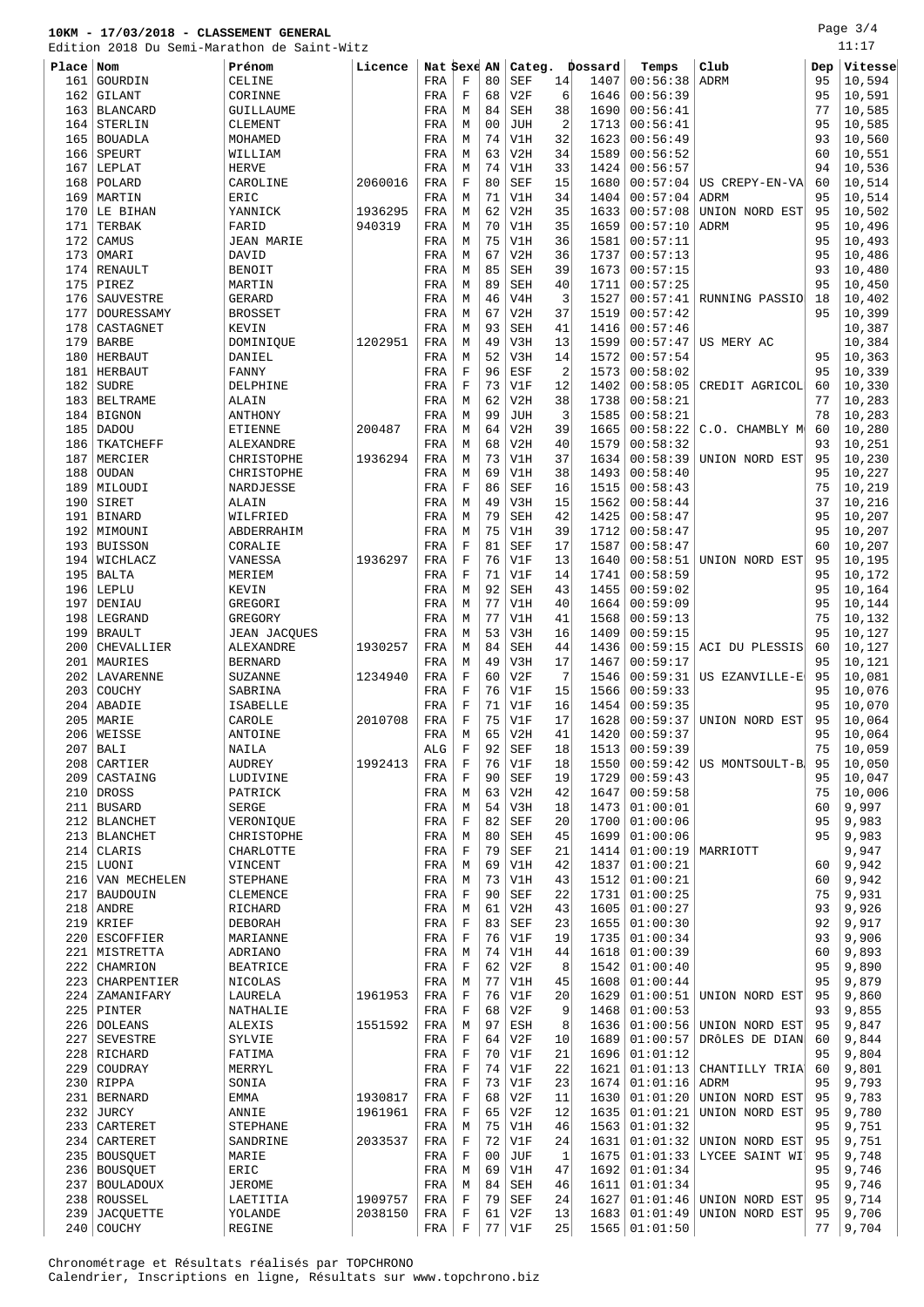**10KM - 17/03/2018 - CLASSEMENT GENERAL**

Edition 2018 Du Semi-Marathon de Saint-Witz

| Place | Nom | Prénom | Licence | Nat | Sexe | AN | Categ. | | Dossard | Temps | Club | Dep | Vitesse |
|---|---|---|---|---|---|---|---|---|---|---|---|---|---|
| 161 | GOURDIN | CELINE | | FRA | F | 80 | SEF | 14 | 1407 | 00:56:38 | ADRM | 95 | 10,594 |
| 162 | GILANT | CORINNE | | FRA | F | 68 | V2F | 6 | 1646 | 00:56:39 | | 95 | 10,591 |
| 163 | BLANCARD | GUILLAUME | | FRA | M | 84 | SEH | 38 | 1690 | 00:56:41 | | 77 | 10,585 |
| 164 | STERLIN | CLEMENT | | FRA | M | 00 | JUH | 2 | 1713 | 00:56:41 | | 95 | 10,585 |
| 165 | BOUADLA | MOHAMED | | FRA | M | 74 | V1H | 32 | 1623 | 00:56:49 | | 93 | 10,560 |
| 166 | SPEURT | WILLIAM | | FRA | M | 63 | V2H | 34 | 1589 | 00:56:52 | | 60 | 10,551 |
| 167 | LEPLAT | HERVE | | FRA | M | 74 | V1H | 33 | 1424 | 00:56:57 | | 94 | 10,536 |
| 168 | POLARD | CAROLINE | 2060016 | FRA | F | 80 | SEF | 15 | 1680 | 00:57:04 | US CREPY-EN-VA | 60 | 10,514 |
| 169 | MARTIN | ERIC | | FRA | M | 71 | V1H | 34 | 1404 | 00:57:04 | ADRM | 95 | 10,514 |
| 170 | LE BIHAN | YANNICK | 1936295 | FRA | M | 62 | V2H | 35 | 1633 | 00:57:08 | UNION NORD EST | 95 | 10,502 |
| 171 | TERBAK | FARID | 940319 | FRA | M | 70 | V1H | 35 | 1659 | 00:57:10 | ADRM | 95 | 10,496 |
| 172 | CAMUS | JEAN MARIE | | FRA | M | 75 | V1H | 36 | 1581 | 00:57:11 | | 95 | 10,493 |
| 173 | OMARI | DAVID | | FRA | M | 67 | V2H | 36 | 1737 | 00:57:13 | | 93 | 10,486 |
| 174 | RENAULT | BENOIT | | FRA | M | 85 | SEH | 39 | 1673 | 00:57:15 | | 93 | 10,480 |
| 175 | PIREZ | MARTIN | | FRA | M | 89 | SEH | 40 | 1711 | 00:57:25 | | 95 | 10,450 |
| 176 | SAUVESTRE | GERARD | | FRA | M | 46 | V4H | 3 | 1527 | 00:57:41 | RUNNING PASSIO | 18 | 10,402 |
| 177 | DOURESSAMY | BROSSET | | FRA | M | 67 | V2H | 37 | 1519 | 00:57:42 | | 95 | 10,399 |
| 178 | CASTAGNET | KEVIN | | FRA | M | 93 | SEH | 41 | 1416 | 00:57:46 | | | 10,387 |
| 179 | BARBE | DOMINIQUE | 1202951 | FRA | M | 49 | V3H | 13 | 1599 | 00:57:47 | US MERY AC | | 10,384 |
| 180 | HERBAUT | DANIEL | | FRA | M | 52 | V3H | 14 | 1572 | 00:57:54 | | 95 | 10,363 |
| 181 | HERBAUT | FANNY | | FRA | F | 96 | ESF | 2 | 1573 | 00:58:02 | | 95 | 10,339 |
| 182 | SUDRE | DELPHINE | | FRA | F | 73 | V1F | 12 | 1402 | 00:58:05 | CREDIT AGRICOL | 60 | 10,330 |
| 183 | BELTRAME | ALAIN | | FRA | M | 62 | V2H | 38 | 1738 | 00:58:21 | | 77 | 10,283 |
| 184 | BIGNON | ANTHONY | | FRA | M | 99 | JUH | 3 | 1585 | 00:58:21 | | 78 | 10,283 |
| 185 | DADOU | ETIENNE | 200487 | FRA | M | 64 | V2H | 39 | 1665 | 00:58:22 | C.O. CHAMBLY M | 60 | 10,280 |
| 186 | TKATCHEFF | ALEXANDRE | | FRA | M | 68 | V2H | 40 | 1579 | 00:58:32 | | 93 | 10,251 |
| 187 | MERCIER | CHRISTOPHE | 1936294 | FRA | M | 73 | V1H | 37 | 1634 | 00:58:39 | UNION NORD EST | 95 | 10,230 |
| 188 | OUDAN | CHRISTOPHE | | FRA | M | 69 | V1H | 38 | 1493 | 00:58:40 | | 95 | 10,227 |
| 189 | MILOUDI | NARDJESSE | | FRA | F | 86 | SEF | 16 | 1515 | 00:58:43 | | 75 | 10,219 |
| 190 | SIRET | ALAIN | | FRA | M | 49 | V3H | 15 | 1562 | 00:58:44 | | 37 | 10,216 |
| 191 | BINARD | WILFRIED | | FRA | M | 79 | SEH | 42 | 1425 | 00:58:47 | | 95 | 10,207 |
| 192 | MIMOUNI | ABDERRAHIM | | FRA | M | 75 | V1H | 39 | 1712 | 00:58:47 | | 95 | 10,207 |
| 193 | BUISSON | CORALIE | | FRA | F | 81 | SEF | 17 | 1587 | 00:58:47 | | 60 | 10,207 |
| 194 | WICHLACZ | VANESSA | 1936297 | FRA | F | 76 | V1F | 13 | 1640 | 00:58:51 | UNION NORD EST | 95 | 10,195 |
| 195 | BALTA | MERIEM | | FRA | F | 71 | V1F | 14 | 1741 | 00:58:59 | | 95 | 10,172 |
| 196 | LEPLU | KEVIN | | FRA | M | 92 | SEH | 43 | 1455 | 00:59:02 | | 95 | 10,164 |
| 197 | DENIAU | GREGORI | | FRA | M | 77 | V1H | 40 | 1664 | 00:59:09 | | 95 | 10,144 |
| 198 | LEGRAND | GREGORY | | FRA | M | 77 | V1H | 41 | 1568 | 00:59:13 | | 75 | 10,132 |
| 199 | BRAULT | JEAN JACQUES | | FRA | M | 53 | V3H | 16 | 1409 | 00:59:15 | | 95 | 10,127 |
| 200 | CHEVALLIER | ALEXANDRE | 1930257 | FRA | M | 84 | SEH | 44 | 1436 | 00:59:15 | ACI DU PLESSIS | 60 | 10,127 |
| 201 | MAURIES | BERNARD | | FRA | M | 49 | V3H | 17 | 1467 | 00:59:17 | | 95 | 10,121 |
| 202 | LAVARENNE | SUZANNE | 1234940 | FRA | F | 60 | V2F | 7 | 1546 | 00:59:31 | US EZANVILLE-E | 95 | 10,081 |
| 203 | COUCHY | SABRINA | | FRA | F | 76 | V1F | 15 | 1566 | 00:59:33 | | 95 | 10,076 |
| 204 | ABADIE | ISABELLE | | FRA | F | 71 | V1F | 16 | 1454 | 00:59:35 | | 95 | 10,070 |
| 205 | MARIE | CAROLE | 2010708 | FRA | F | 75 | V1F | 17 | 1628 | 00:59:37 | UNION NORD EST | 95 | 10,064 |
| 206 | WEISSE | ANTOINE | | FRA | M | 65 | V2H | 41 | 1420 | 00:59:37 | | 95 | 10,064 |
| 207 | BALI | NAILA | | ALG | F | 92 | SEF | 18 | 1513 | 00:59:39 | | 75 | 10,059 |
| 208 | CARTIER | AUDREY | 1992413 | FRA | F | 76 | V1F | 18 | 1550 | 00:59:42 | US MONTSOULT-B | 95 | 10,050 |
| 209 | CASTAING | LUDIVINE | | FRA | F | 90 | SEF | 19 | 1729 | 00:59:43 | | 95 | 10,047 |
| 210 | DROSS | PATRICK | | FRA | M | 63 | V2H | 42 | 1647 | 00:59:58 | | 75 | 10,006 |
| 211 | BUSARD | SERGE | | FRA | M | 54 | V3H | 18 | 1473 | 01:00:01 | | 60 | 9,997 |
| 212 | BLANCHET | VERONIQUE | | FRA | F | 82 | SEF | 20 | 1700 | 01:00:06 | | 95 | 9,983 |
| 213 | BLANCHET | CHRISTOPHE | | FRA | M | 80 | SEH | 45 | 1699 | 01:00:06 | | 95 | 9,983 |
| 214 | CLARIS | CHARLOTTE | | FRA | F | 79 | SEF | 21 | 1414 | 01:00:19 | MARRIOTT | | 9,947 |
| 215 | LUONI | VINCENT | | FRA | M | 69 | V1H | 42 | 1837 | 01:00:21 | | 60 | 9,942 |
| 216 | VAN MECHELEN | STEPHANE | | FRA | M | 73 | V1H | 43 | 1512 | 01:00:21 | | 60 | 9,942 |
| 217 | BAUDOUIN | CLEMENCE | | FRA | F | 90 | SEF | 22 | 1731 | 01:00:25 | | 75 | 9,931 |
| 218 | ANDRE | RICHARD | | FRA | M | 61 | V2H | 43 | 1605 | 01:00:27 | | 93 | 9,926 |
| 219 | KRIEF | DEBORAH | | FRA | F | 83 | SEF | 23 | 1655 | 01:00:30 | | 92 | 9,917 |
| 220 | ESCOFFIER | MARIANNE | | FRA | F | 76 | V1F | 19 | 1735 | 01:00:34 | | 93 | 9,906 |
| 221 | MISTRETTA | ADRIANO | | FRA | M | 74 | V1H | 44 | 1618 | 01:00:39 | | 60 | 9,893 |
| 222 | CHAMRION | BEATRICE | | FRA | F | 62 | V2F | 8 | 1542 | 01:00:40 | | 95 | 9,890 |
| 223 | CHARPENTIER | NICOLAS | | FRA | M | 77 | V1H | 45 | 1608 | 01:00:44 | | 95 | 9,879 |
| 224 | ZAMANIFARY | LAURELA | 1961953 | FRA | F | 76 | V1F | 20 | 1629 | 01:00:51 | UNION NORD EST | 95 | 9,860 |
| 225 | PINTER | NATHALIE | | FRA | F | 68 | V2F | 9 | 1468 | 01:00:53 | | 93 | 9,855 |
| 226 | DOLEANS | ALEXIS | 1551592 | FRA | M | 97 | ESH | 8 | 1636 | 01:00:56 | UNION NORD EST | 95 | 9,847 |
| 227 | SEVESTRE | SYLVIE | | FRA | F | 64 | V2F | 10 | 1689 | 01:00:57 | DRÔLES DE DIAN | 60 | 9,844 |
| 228 | RICHARD | FATIMA | | FRA | F | 70 | V1F | 21 | 1696 | 01:01:12 | | 95 | 9,804 |
| 229 | COUDRAY | MERRYL | | FRA | F | 74 | V1F | 22 | 1621 | 01:01:13 | CHANTILLY TRIA | 60 | 9,801 |
| 230 | RIPPA | SONIA | | FRA | F | 73 | V1F | 23 | 1674 | 01:01:16 | ADRM | 95 | 9,793 |
| 231 | BERNARD | EMMA | 1930817 | FRA | F | 68 | V2F | 11 | 1630 | 01:01:20 | UNION NORD EST | 95 | 9,783 |
| 232 | JURCY | ANNIE | 1961961 | FRA | F | 65 | V2F | 12 | 1635 | 01:01:21 | UNION NORD EST | 95 | 9,780 |
| 233 | CARTERET | STEPHANE | | FRA | M | 75 | V1H | 46 | 1563 | 01:01:32 | | 95 | 9,751 |
| 234 | CARTERET | SANDRINE | 2033537 | FRA | F | 72 | V1F | 24 | 1631 | 01:01:32 | UNION NORD EST | 95 | 9,751 |
| 235 | BOUSQUET | MARIE | | FRA | F | 00 | JUF | 1 | 1675 | 01:01:33 | LYCEE SAINT WI | 95 | 9,748 |
| 236 | BOUSQUET | ERIC | | FRA | M | 69 | V1H | 47 | 1692 | 01:01:34 | | 95 | 9,746 |
| 237 | BOULADOUX | JEROME | | FRA | M | 84 | SEH | 46 | 1611 | 01:01:34 | | 95 | 9,746 |
| 238 | ROUSSEL | LAETITIA | 1909757 | FRA | F | 79 | SEF | 24 | 1627 | 01:01:46 | UNION NORD EST | 95 | 9,714 |
| 239 | JACQUETTE | YOLANDE | 2038150 | FRA | F | 61 | V2F | 13 | 1683 | 01:01:49 | UNION NORD EST | 95 | 9,706 |
| 240 | COUCHY | REGINE | | FRA | F | 77 | V1F | 25 | 1565 | 01:01:50 | | 77 | 9,704 |

Chronométrage et Résultats réalisés par TOPCHRONO
Calendrier, Inscriptions en ligne, Résultats sur www.topchrono.biz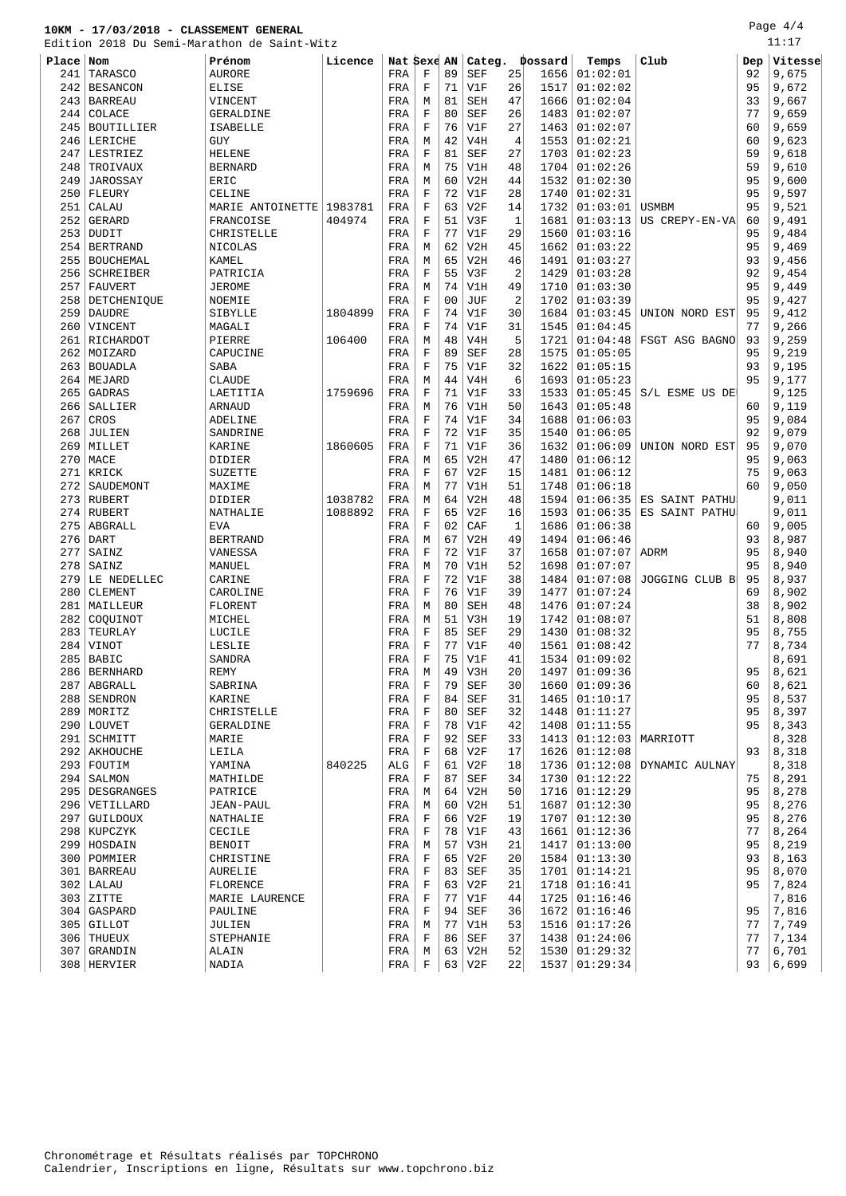**10KM - 17/03/2018 - CLASSEMENT GENERAL**

Edition 2018 Du Semi-Marathon de Saint-Witz

11:17

| Place | Nom | Prénom | Licence | Nat | Sexe | AN | Categ. | | Dossard | Temps | Club | Dep | Vitesse |
|---|---|---|---|---|---|---|---|---|---|---|---|---|---|
| 241 | TARASCO | AURORE | | FRA | F | 89 | SEF | 25 | 1656 | 01:02:01 | | 92 | 9,675 |
| 242 | BESANCON | ELISE | | FRA | F | 71 | V1F | 26 | 1517 | 01:02:02 | | 95 | 9,672 |
| 243 | BARREAU | VINCENT | | FRA | M | 81 | SEH | 47 | 1666 | 01:02:04 | | 33 | 9,667 |
| 244 | COLACE | GERALDINE | | FRA | F | 80 | SEF | 26 | 1483 | 01:02:07 | | 77 | 9,659 |
| 245 | BOUTILLIER | ISABELLE | | FRA | F | 76 | V1F | 27 | 1463 | 01:02:07 | | 60 | 9,659 |
| 246 | LERICHE | GUY | | FRA | M | 42 | V4H | 4 | 1553 | 01:02:21 | | 60 | 9,623 |
| 247 | LESTRIEZ | HELENE | | FRA | F | 81 | SEF | 27 | 1703 | 01:02:23 | | 59 | 9,618 |
| 248 | TROIVAUX | BERNARD | | FRA | M | 75 | V1H | 48 | 1704 | 01:02:26 | | 59 | 9,610 |
| 249 | JAROSSAY | ERIC | | FRA | M | 60 | V2H | 44 | 1532 | 01:02:30 | | 95 | 9,600 |
| 250 | FLEURY | CELINE | | FRA | F | 72 | V1F | 28 | 1740 | 01:02:31 | | 95 | 9,597 |
| 251 | CALAU | MARIE ANTOINETTE | 1983781 | FRA | F | 63 | V2F | 14 | 1732 | 01:03:01 | USMBM | 95 | 9,521 |
| 252 | GERARD | FRANCOISE | 404974 | FRA | F | 51 | V3F | 1 | 1681 | 01:03:13 | US CREPY-EN-VA | 60 | 9,491 |
| 253 | DUDIT | CHRISTELLE | | FRA | F | 77 | V1F | 29 | 1560 | 01:03:16 | | 95 | 9,484 |
| 254 | BERTRAND | NICOLAS | | FRA | M | 62 | V2H | 45 | 1662 | 01:03:22 | | 95 | 9,469 |
| 255 | BOUCHEMAL | KAMEL | | FRA | M | 65 | V2H | 46 | 1491 | 01:03:27 | | 93 | 9,456 |
| 256 | SCHREIBER | PATRICIA | | FRA | F | 55 | V3F | 2 | 1429 | 01:03:28 | | 92 | 9,454 |
| 257 | FAUVERT | JEROME | | FRA | M | 74 | V1H | 49 | 1710 | 01:03:30 | | 95 | 9,449 |
| 258 | DETCHENIQUE | NOEMIE | | FRA | F | 00 | JUF | 2 | 1702 | 01:03:39 | | 95 | 9,427 |
| 259 | DAUDRE | SIBYLLE | 1804899 | FRA | F | 74 | V1F | 30 | 1684 | 01:03:45 | UNION NORD EST | 95 | 9,412 |
| 260 | VINCENT | MAGALI | | FRA | F | 74 | V1F | 31 | 1545 | 01:04:45 | | 77 | 9,266 |
| 261 | RICHARDOT | PIERRE | 106400 | FRA | M | 48 | V4H | 5 | 1721 | 01:04:48 | FSGT ASG BAGNO | 93 | 9,259 |
| 262 | MOIZARD | CAPUCINE | | FRA | F | 89 | SEF | 28 | 1575 | 01:05:05 | | 95 | 9,219 |
| 263 | BOUADLA | SABA | | FRA | F | 75 | V1F | 32 | 1622 | 01:05:15 | | 93 | 9,195 |
| 264 | MEJARD | CLAUDE | | FRA | M | 44 | V4H | 6 | 1693 | 01:05:23 | | 95 | 9,177 |
| 265 | GADRAS | LAETITIA | 1759696 | FRA | F | 71 | V1F | 33 | 1533 | 01:05:45 | S/L ESME US DE | | 9,125 |
| 266 | SALLIER | ARNAUD | | FRA | M | 76 | V1H | 50 | 1643 | 01:05:48 | | 60 | 9,119 |
| 267 | CROS | ADELINE | | FRA | F | 74 | V1F | 34 | 1688 | 01:06:03 | | 95 | 9,084 |
| 268 | JULIEN | SANDRINE | | FRA | F | 72 | V1F | 35 | 1540 | 01:06:05 | | 92 | 9,079 |
| 269 | MILLET | KARINE | 1860605 | FRA | F | 71 | V1F | 36 | 1632 | 01:06:09 | UNION NORD EST | 95 | 9,070 |
| 270 | MACE | DIDIER | | FRA | M | 65 | V2H | 47 | 1480 | 01:06:12 | | 95 | 9,063 |
| 271 | KRICK | SUZETTE | | FRA | F | 67 | V2F | 15 | 1481 | 01:06:12 | | 75 | 9,063 |
| 272 | SAUDEMONT | MAXIME | | FRA | M | 77 | V1H | 51 | 1748 | 01:06:18 | | 60 | 9,050 |
| 273 | RUBERT | DIDIER | 1038782 | FRA | M | 64 | V2H | 48 | 1594 | 01:06:35 | ES SAINT PATHU | | 9,011 |
| 274 | RUBERT | NATHALIE | 1088892 | FRA | F | 65 | V2F | 16 | 1593 | 01:06:35 | ES SAINT PATHU | | 9,011 |
| 275 | ABGRALL | EVA | | FRA | F | 02 | CAF | 1 | 1686 | 01:06:38 | | 60 | 9,005 |
| 276 | DART | BERTRAND | | FRA | M | 67 | V2H | 49 | 1494 | 01:06:46 | | 93 | 8,987 |
| 277 | SAINZ | VANESSA | | FRA | F | 72 | V1F | 37 | 1658 | 01:07:07 | ADRM | 95 | 8,940 |
| 278 | SAINZ | MANUEL | | FRA | M | 70 | V1H | 52 | 1698 | 01:07:07 | | 95 | 8,940 |
| 279 | LE NEDELLEC | CARINE | | FRA | F | 72 | V1F | 38 | 1484 | 01:07:08 | JOGGING CLUB B | 95 | 8,937 |
| 280 | CLEMENT | CAROLINE | | FRA | F | 76 | V1F | 39 | 1477 | 01:07:24 | | 69 | 8,902 |
| 281 | MAILLEUR | FLORENT | | FRA | M | 80 | SEH | 48 | 1476 | 01:07:24 | | 38 | 8,902 |
| 282 | COQUINOT | MICHEL | | FRA | M | 51 | V3H | 19 | 1742 | 01:08:07 | | 51 | 8,808 |
| 283 | TEURLAY | LUCILE | | FRA | F | 85 | SEF | 29 | 1430 | 01:08:32 | | 95 | 8,755 |
| 284 | VINOT | LESLIE | | FRA | F | 77 | V1F | 40 | 1561 | 01:08:42 | | 77 | 8,734 |
| 285 | BABIC | SANDRA | | FRA | F | 75 | V1F | 41 | 1534 | 01:09:02 | | | 8,691 |
| 286 | BERNHARD | REMY | | FRA | M | 49 | V3H | 20 | 1497 | 01:09:36 | | 95 | 8,621 |
| 287 | ABGRALL | SABRINA | | FRA | F | 79 | SEF | 30 | 1660 | 01:09:36 | | 60 | 8,621 |
| 288 | SENDRON | KARINE | | FRA | F | 84 | SEF | 31 | 1465 | 01:10:17 | | 95 | 8,537 |
| 289 | MORITZ | CHRISTELLE | | FRA | F | 80 | SEF | 32 | 1448 | 01:11:27 | | 95 | 8,397 |
| 290 | LOUVET | GERALDINE | | FRA | F | 78 | V1F | 42 | 1408 | 01:11:55 | | 95 | 8,343 |
| 291 | SCHMITT | MARIE | | FRA | F | 92 | SEF | 33 | 1413 | 01:12:03 | MARRIOTT | | 8,328 |
| 292 | AKHOUCHE | LEILA | | FRA | F | 68 | V2F | 17 | 1626 | 01:12:08 | | 93 | 8,318 |
| 293 | FOUTIM | YAMINA | 840225 | ALG | F | 61 | V2F | 18 | 1736 | 01:12:08 | DYNAMIC AULNAY | | 8,318 |
| 294 | SALMON | MATHILDE | | FRA | F | 87 | SEF | 34 | 1730 | 01:12:22 | | 75 | 8,291 |
| 295 | DESGRANGES | PATRICE | | FRA | M | 64 | V2H | 50 | 1716 | 01:12:29 | | 95 | 8,278 |
| 296 | VETILLARD | JEAN-PAUL | | FRA | M | 60 | V2H | 51 | 1687 | 01:12:30 | | 95 | 8,276 |
| 297 | GUILDOUX | NATHALIE | | FRA | F | 66 | V2F | 19 | 1707 | 01:12:30 | | 95 | 8,276 |
| 298 | KUPCZYK | CECILE | | FRA | F | 78 | V1F | 43 | 1661 | 01:12:36 | | 77 | 8,264 |
| 299 | HOSDAIN | BENOIT | | FRA | M | 57 | V3H | 21 | 1417 | 01:13:00 | | 95 | 8,219 |
| 300 | POMMIER | CHRISTINE | | FRA | F | 65 | V2F | 20 | 1584 | 01:13:30 | | 93 | 8,163 |
| 301 | BARREAU | AURELIE | | FRA | F | 83 | SEF | 35 | 1701 | 01:14:21 | | 95 | 8,070 |
| 302 | LALAU | FLORENCE | | FRA | F | 63 | V2F | 21 | 1718 | 01:16:41 | | 95 | 7,824 |
| 303 | ZITTE | MARIE LAURENCE | | FRA | F | 77 | V1F | 44 | 1725 | 01:16:46 | | | 7,816 |
| 304 | GASPARD | PAULINE | | FRA | F | 94 | SEF | 36 | 1672 | 01:16:46 | | 95 | 7,816 |
| 305 | GILLOT | JULIEN | | FRA | M | 77 | V1H | 53 | 1516 | 01:17:26 | | 77 | 7,749 |
| 306 | THUEUX | STEPHANIE | | FRA | F | 86 | SEF | 37 | 1438 | 01:24:06 | | 77 | 7,134 |
| 307 | GRANDIN | ALAIN | | FRA | M | 63 | V2H | 52 | 1530 | 01:29:32 | | 77 | 6,701 |
| 308 | HERVIER | NADIA | | FRA | F | 63 | V2F | 22 | 1537 | 01:29:34 | | 93 | 6,699 |

Chronométrage et Résultats réalisés par TOPCHRONO
Calendrier, Inscriptions en ligne, Résultats sur www.topchrono.biz